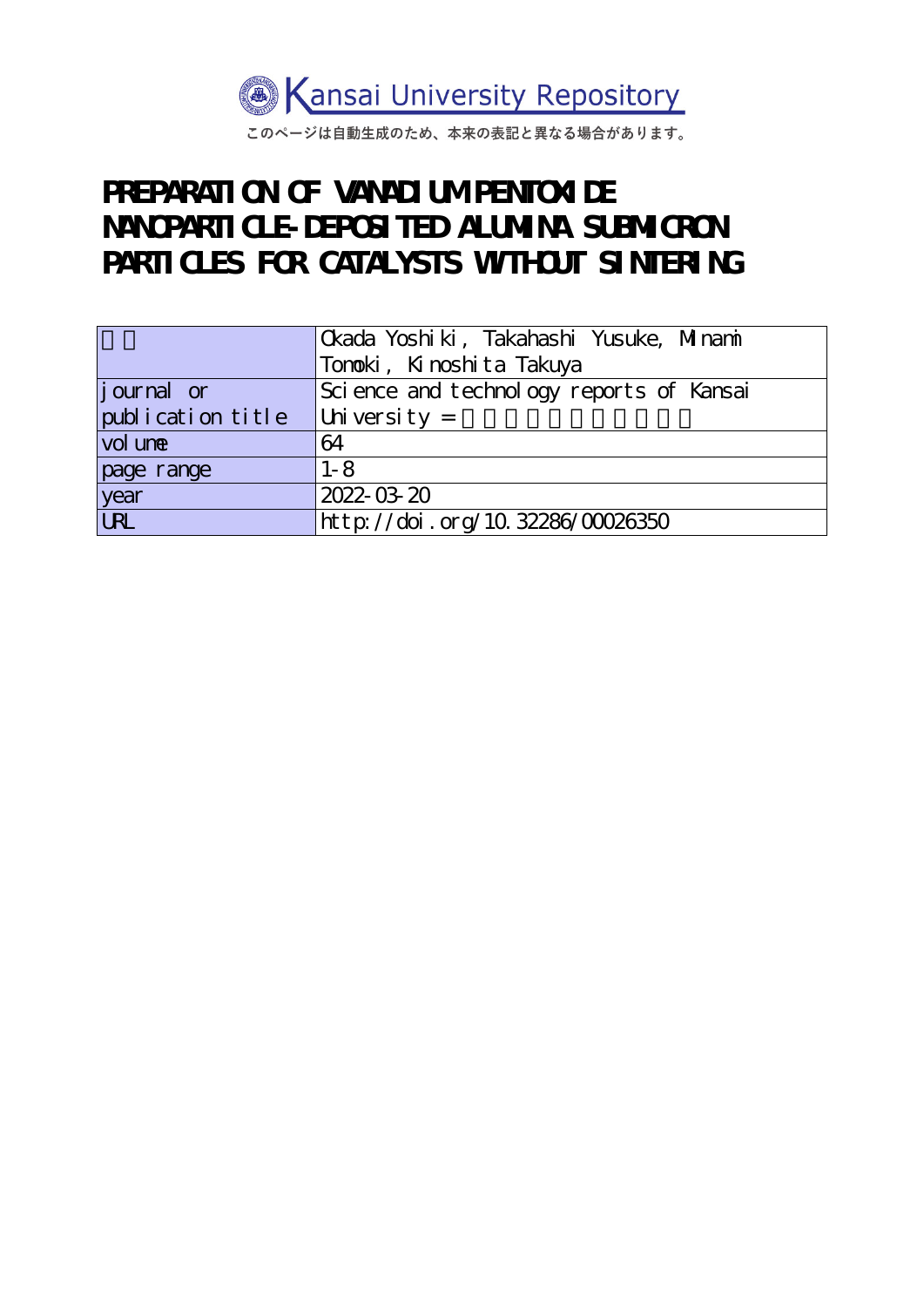Kansai University Repository

このページは自動生成のため、本来の表記と異なる場合があります。

# PREPARATION OF VANADIUM PENTOXIDE NANOPARTICLE-DEPOSITED ALUMINA SUBMICRON PARTICLES FOR CATALYSTS WITHOUT SINTERING

| | |
|---|---|
| | Okada Yoshiki, Takahashi Yusuke, Minami Tomoki, Kinoshita Takuya |
| journal or publication title | Science and technology reports of Kansai University = |
| volume | 64 |
| page range | 1-8 |
| year | 2022-03-20 |
| URL | http://doi.org/10.32286/00026350 |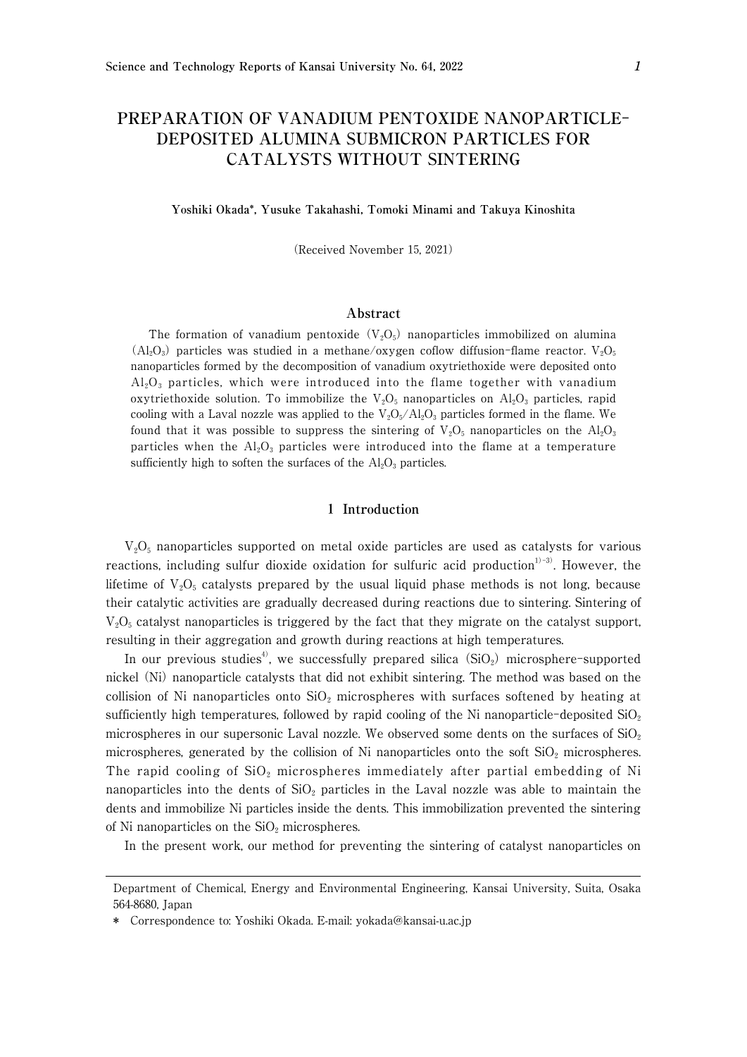# PREPARATION OF VANADIUM PENTOXIDE NANOPARTICLE-DEPOSITED ALUMINA SUBMICRON PARTICLES FOR CATALYSTS WITHOUT SINTERING

**Yoshiki Okada\*, Yusuke Takahashi, Tomoki Minami and Takuya Kinoshita**

(Received November 15, 2021)

## Abstract

The formation of vanadium pentoxide ($V_2O_5$) nanoparticles immobilized on alumina ($Al_2O_3$) particles was studied in a methane/oxygen coflow diffusion-flame reactor. $V_2O_5$ nanoparticles formed by the decomposition of vanadium oxytriethoxide were deposited onto $Al_2O_3$ particles, which were introduced into the flame together with vanadium oxytriethoxide solution. To immobilize the $V_2O_5$ nanoparticles on $Al_2O_3$ particles, rapid cooling with a Laval nozzle was applied to the $V_2O_5/Al_2O_3$ particles formed in the flame. We found that it was possible to suppress the sintering of $V_2O_5$ nanoparticles on the $Al_2O_3$ particles when the $Al_2O_3$ particles were introduced into the flame at a temperature sufficiently high to soften the surfaces of the $Al_2O_3$ particles.

## 1 Introduction

$V_2O_5$ nanoparticles supported on metal oxide particles are used as catalysts for various reactions, including sulfur dioxide oxidation for sulfuric acid production[1)-3)]. However, the lifetime of $V_2O_5$ catalysts prepared by the usual liquid phase methods is not long, because their catalytic activities are gradually decreased during reactions due to sintering. Sintering of $V_2O_5$ catalyst nanoparticles is triggered by the fact that they migrate on the catalyst support, resulting in their aggregation and growth during reactions at high temperatures.

In our previous studies[4)], we successfully prepared silica ($SiO_2$) microsphere-supported nickel (Ni) nanoparticle catalysts that did not exhibit sintering. The method was based on the collision of Ni nanoparticles onto $SiO_2$ microspheres with surfaces softened by heating at sufficiently high temperatures, followed by rapid cooling of the Ni nanoparticle-deposited $SiO_2$ microspheres in our supersonic Laval nozzle. We observed some dents on the surfaces of $SiO_2$ microspheres, generated by the collision of Ni nanoparticles onto the soft $SiO_2$ microspheres. The rapid cooling of $SiO_2$ microspheres immediately after partial embedding of Ni nanoparticles into the dents of $SiO_2$ particles in the Laval nozzle was able to maintain the dents and immobilize Ni particles inside the dents. This immobilization prevented the sintering of Ni nanoparticles on the $SiO_2$ microspheres.

In the present work, our method for preventing the sintering of catalyst nanoparticles on

---

Department of Chemical, Energy and Environmental Engineering, Kansai University, Suita, Osaka 564-8680, Japan

\* Correspondence to: Yoshiki Okada. E-mail: yokada@kansai-u.ac.jp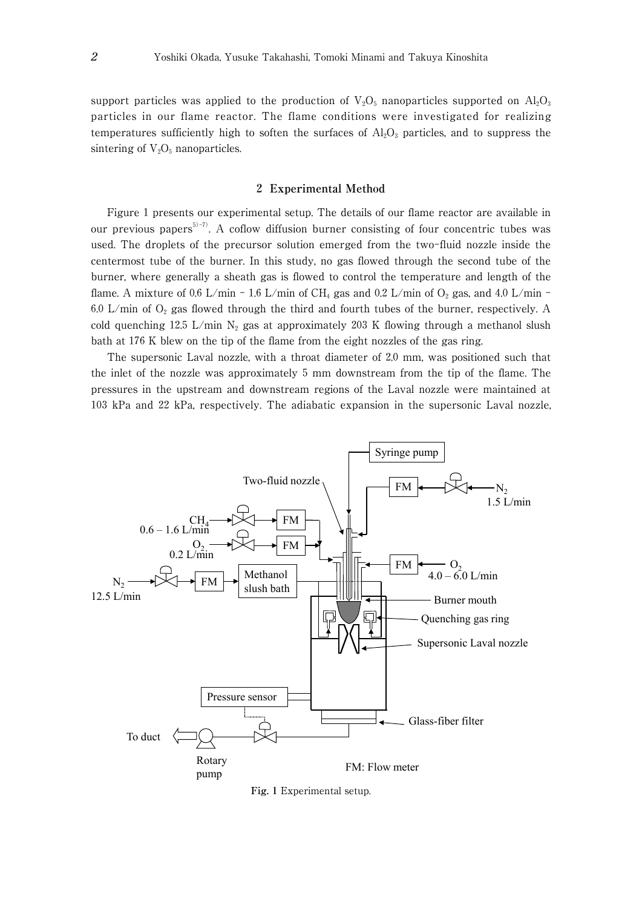support particles was applied to the production of $V_2O_5$ nanoparticles supported on $Al_2O_3$ particles in our flame reactor. The flame conditions were investigated for realizing temperatures sufficiently high to soften the surfaces of $Al_2O_3$ particles, and to suppress the sintering of $V_2O_5$ nanoparticles.

## 2 Experimental Method

Figure 1 presents our experimental setup. The details of our flame reactor are available in our previous papers[5)-7)]. A coflow diffusion burner consisting of four concentric tubes was used. The droplets of the precursor solution emerged from the two-fluid nozzle inside the centermost tube of the burner. In this study, no gas flowed through the second tube of the burner, where generally a sheath gas is flowed to control the temperature and length of the flame. A mixture of 0.6 L/min – 1.6 L/min of $CH_4$ gas and 0.2 L/min of $O_2$ gas, and 4.0 L/min – 6.0 L/min of $O_2$ gas flowed through the third and fourth tubes of the burner, respectively. A cold quenching 12.5 L/min $N_2$ gas at approximately 203 K flowing through a methanol slush bath at 176 K blew on the tip of the flame from the eight nozzles of the gas ring.

The supersonic Laval nozzle, with a throat diameter of 2.0 mm, was positioned such that the inlet of the nozzle was approximately 5 mm downstream from the tip of the flame. The pressures in the upstream and downstream regions of the Laval nozzle were maintained at 103 kPa and 22 kPa, respectively. The adiabatic expansion in the supersonic Laval nozzle,

**Fig. 1** Experimental setup.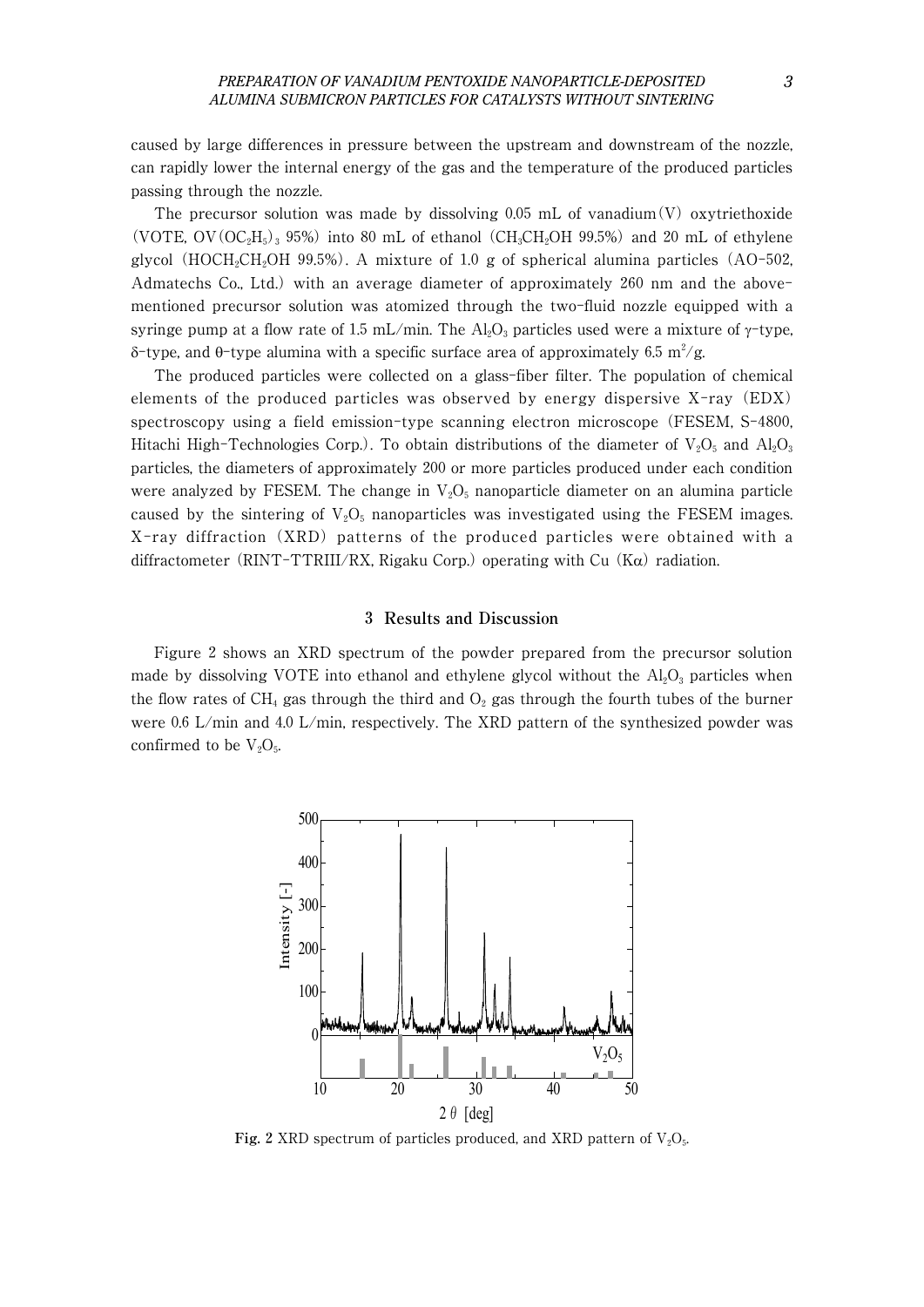caused by large differences in pressure between the upstream and downstream of the nozzle, can rapidly lower the internal energy of the gas and the temperature of the produced particles passing through the nozzle.

The precursor solution was made by dissolving 0.05 mL of vanadium(V) oxytriethoxide (VOTE, $OV(OC_2H_5)_3$ 95%) into 80 mL of ethanol ($CH_3CH_2OH$ 99.5%) and 20 mL of ethylene glycol ($HOCH_2CH_2OH$ 99.5%). A mixture of 1.0 g of spherical alumina particles (AO-502, Admatechs Co., Ltd.) with an average diameter of approximately 260 nm and the above-mentioned precursor solution was atomized through the two-fluid nozzle equipped with a syringe pump at a flow rate of 1.5 mL/min. The $Al_2O_3$ particles used were a mixture of γ-type, δ-type, and θ-type alumina with a specific surface area of approximately 6.5 $m^2/g$.

The produced particles were collected on a glass-fiber filter. The population of chemical elements of the produced particles was observed by energy dispersive X-ray (EDX) spectroscopy using a field emission-type scanning electron microscope (FESEM, S-4800, Hitachi High-Technologies Corp.). To obtain distributions of the diameter of $V_2O_5$ and $Al_2O_3$ particles, the diameters of approximately 200 or more particles produced under each condition were analyzed by FESEM. The change in $V_2O_5$ nanoparticle diameter on an alumina particle caused by the sintering of $V_2O_5$ nanoparticles was investigated using the FESEM images. X-ray diffraction (XRD) patterns of the produced particles were obtained with a diffractometer (RINT-TTRIII/RX, Rigaku Corp.) operating with Cu (Kα) radiation.

## 3 Results and Discussion

Figure 2 shows an XRD spectrum of the powder prepared from the precursor solution made by dissolving VOTE into ethanol and ethylene glycol without the $Al_2O_3$ particles when the flow rates of $CH_4$ gas through the third and $O_2$ gas through the fourth tubes of the burner were 0.6 L/min and 4.0 L/min, respectively. The XRD pattern of the synthesized powder was confirmed to be $V_2O_5$.

**Fig. 2** XRD spectrum of particles produced, and XRD pattern of $V_2O_5$.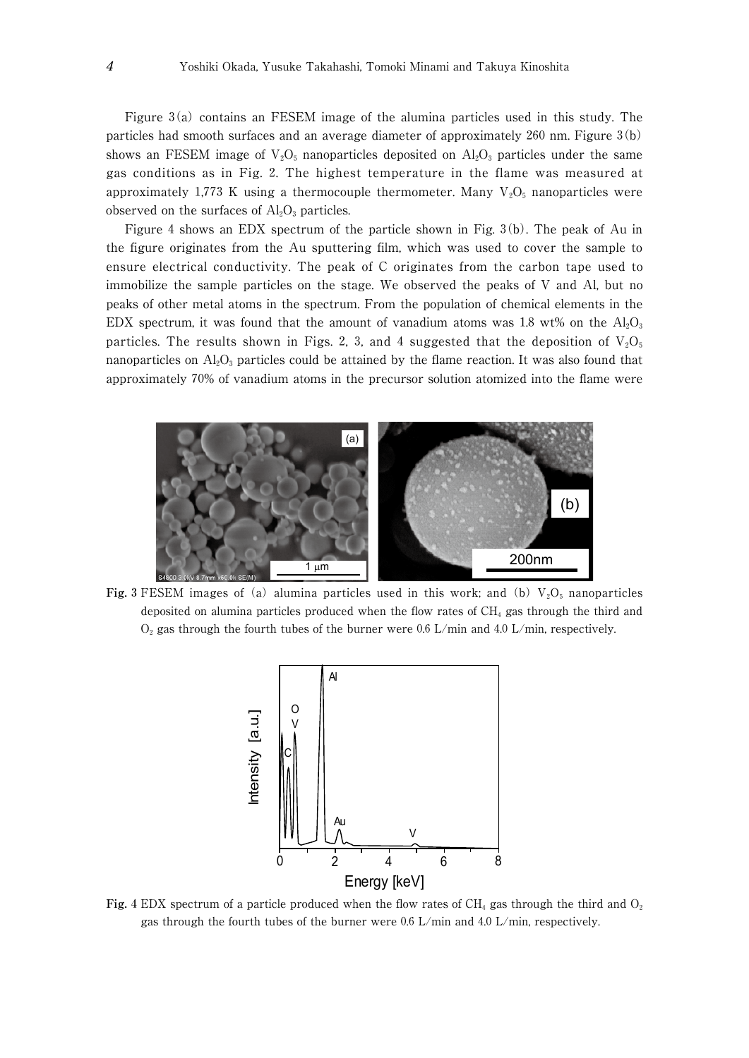Figure 3(a) contains an FESEM image of the alumina particles used in this study. The particles had smooth surfaces and an average diameter of approximately 260 nm. Figure 3(b) shows an FESEM image of $V_2O_5$ nanoparticles deposited on $Al_2O_3$ particles under the same gas conditions as in Fig. 2. The highest temperature in the flame was measured at approximately 1,773 K using a thermocouple thermometer. Many $V_2O_5$ nanoparticles were observed on the surfaces of $Al_2O_3$ particles.

Figure 4 shows an EDX spectrum of the particle shown in Fig. 3(b). The peak of Au in the figure originates from the Au sputtering film, which was used to cover the sample to ensure electrical conductivity. The peak of C originates from the carbon tape used to immobilize the sample particles on the stage. We observed the peaks of V and Al, but no peaks of other metal atoms in the spectrum. From the population of chemical elements in the EDX spectrum, it was found that the amount of vanadium atoms was 1.8 wt% on the $Al_2O_3$ particles. The results shown in Figs. 2, 3, and 4 suggested that the deposition of $V_2O_5$ nanoparticles on $Al_2O_3$ particles could be attained by the flame reaction. It was also found that approximately 70% of vanadium atoms in the precursor solution atomized into the flame were

**Fig. 3** FESEM images of (a) alumina particles used in this work; and (b) $V_2O_5$ nanoparticles deposited on alumina particles produced when the flow rates of $CH_4$ gas through the third and $O_2$ gas through the fourth tubes of the burner were 0.6 L/min and 4.0 L/min, respectively.

**Fig. 4** EDX spectrum of a particle produced when the flow rates of $CH_4$ gas through the third and $O_2$ gas through the fourth tubes of the burner were 0.6 L/min and 4.0 L/min, respectively.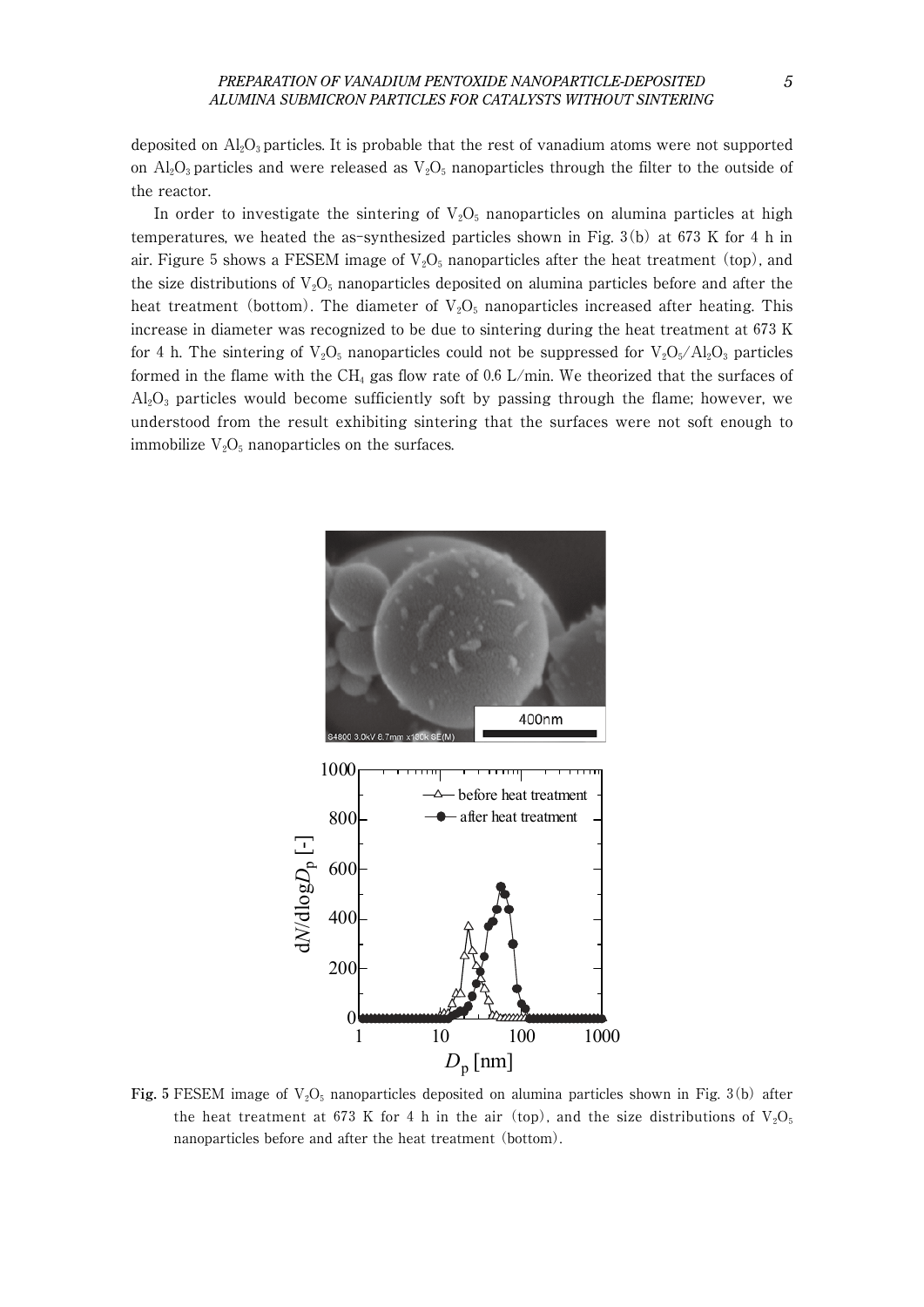deposited on $Al_2O_3$ particles. It is probable that the rest of vanadium atoms were not supported on $Al_2O_3$ particles and were released as $V_2O_5$ nanoparticles through the filter to the outside of the reactor.

In order to investigate the sintering of $V_2O_5$ nanoparticles on alumina particles at high temperatures, we heated the as-synthesized particles shown in Fig. 3(b) at 673 K for 4 h in air. Figure 5 shows a FESEM image of $V_2O_5$ nanoparticles after the heat treatment (top), and the size distributions of $V_2O_5$ nanoparticles deposited on alumina particles before and after the heat treatment (bottom). The diameter of $V_2O_5$ nanoparticles increased after heating. This increase in diameter was recognized to be due to sintering during the heat treatment at 673 K for 4 h. The sintering of $V_2O_5$ nanoparticles could not be suppressed for $V_2O_5/Al_2O_3$ particles formed in the flame with the $CH_4$ gas flow rate of 0.6 L/min. We theorized that the surfaces of $Al_2O_3$ particles would become sufficiently soft by passing through the flame; however, we understood from the result exhibiting sintering that the surfaces were not soft enough to immobilize $V_2O_5$ nanoparticles on the surfaces.

**Fig. 5** FESEM image of $V_2O_5$ nanoparticles deposited on alumina particles shown in Fig. 3(b) after the heat treatment at 673 K for 4 h in the air (top), and the size distributions of $V_2O_5$ nanoparticles before and after the heat treatment (bottom).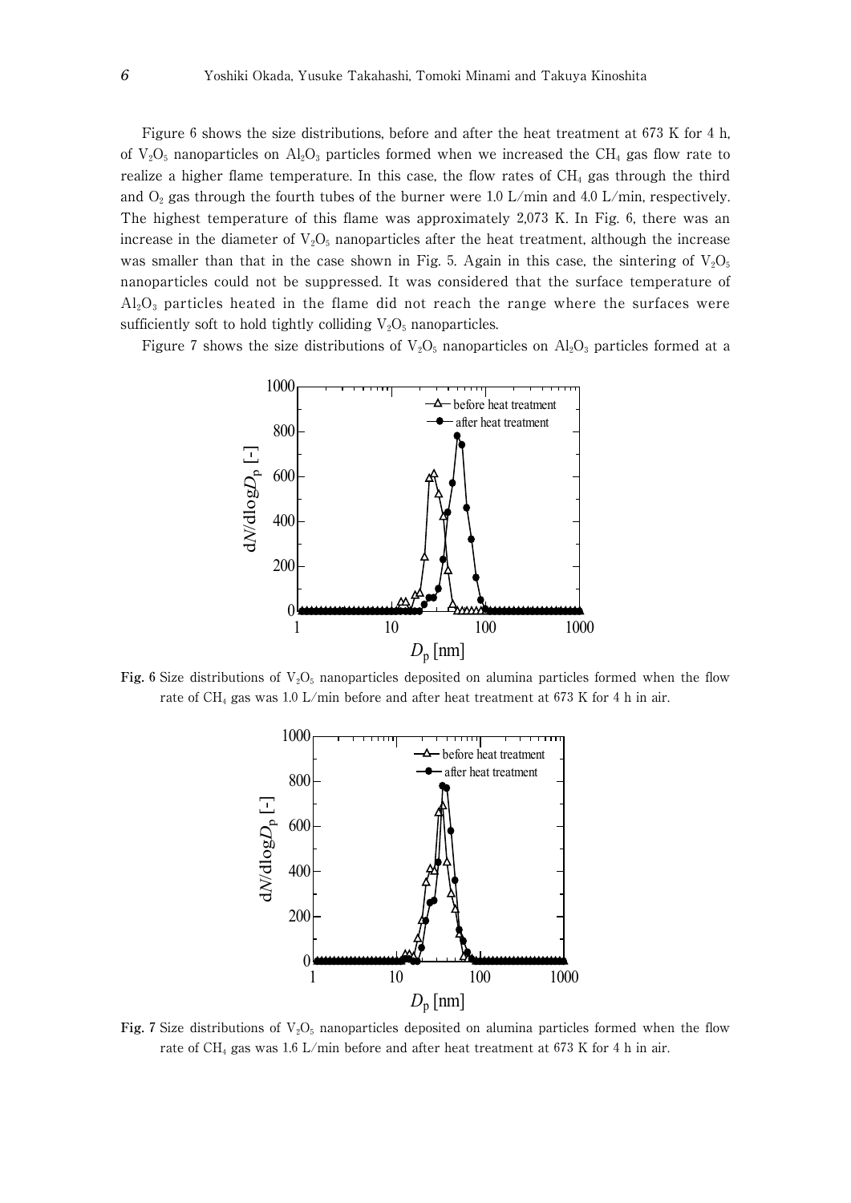Figure 6 shows the size distributions, before and after the heat treatment at 673 K for 4 h, of $V_2O_5$ nanoparticles on $Al_2O_3$ particles formed when we increased the $CH_4$ gas flow rate to realize a higher flame temperature. In this case, the flow rates of $CH_4$ gas through the third and $O_2$ gas through the fourth tubes of the burner were 1.0 L/min and 4.0 L/min, respectively. The highest temperature of this flame was approximately 2,073 K. In Fig. 6, there was an increase in the diameter of $V_2O_5$ nanoparticles after the heat treatment, although the increase was smaller than that in the case shown in Fig. 5. Again in this case, the sintering of $V_2O_5$ nanoparticles could not be suppressed. It was considered that the surface temperature of $Al_2O_3$ particles heated in the flame did not reach the range where the surfaces were sufficiently soft to hold tightly colliding $V_2O_5$ nanoparticles.

Figure 7 shows the size distributions of $V_2O_5$ nanoparticles on $Al_2O_3$ particles formed at a

**Fig. 6** Size distributions of $V_2O_5$ nanoparticles deposited on alumina particles formed when the flow rate of $CH_4$ gas was 1.0 L/min before and after heat treatment at 673 K for 4 h in air.

**Fig. 7** Size distributions of $V_2O_5$ nanoparticles deposited on alumina particles formed when the flow rate of $CH_4$ gas was 1.6 L/min before and after heat treatment at 673 K for 4 h in air.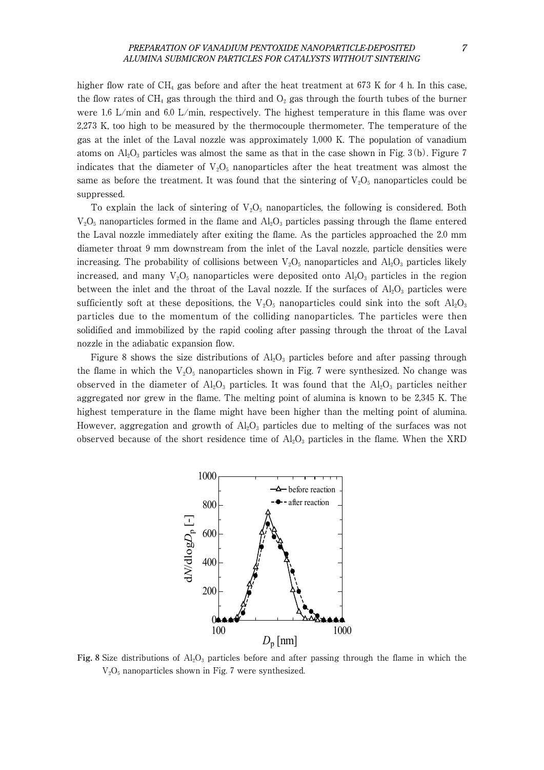higher flow rate of $CH_4$ gas before and after the heat treatment at 673 K for 4 h. In this case, the flow rates of $CH_4$ gas through the third and $O_2$ gas through the fourth tubes of the burner were 1.6 L/min and 6.0 L/min, respectively. The highest temperature in this flame was over 2,273 K, too high to be measured by the thermocouple thermometer. The temperature of the gas at the inlet of the Laval nozzle was approximately 1,000 K. The population of vanadium atoms on $Al_2O_3$ particles was almost the same as that in the case shown in Fig. 3(b). Figure 7 indicates that the diameter of $V_2O_5$ nanoparticles after the heat treatment was almost the same as before the treatment. It was found that the sintering of $V_2O_5$ nanoparticles could be suppressed.

To explain the lack of sintering of $V_2O_5$ nanoparticles, the following is considered. Both $V_2O_5$ nanoparticles formed in the flame and $Al_2O_3$ particles passing through the flame entered the Laval nozzle immediately after exiting the flame. As the particles approached the 2.0 mm diameter throat 9 mm downstream from the inlet of the Laval nozzle, particle densities were increasing. The probability of collisions between $V_2O_5$ nanoparticles and $Al_2O_3$ particles likely increased, and many $V_2O_5$ nanoparticles were deposited onto $Al_2O_3$ particles in the region between the inlet and the throat of the Laval nozzle. If the surfaces of $Al_2O_3$ particles were sufficiently soft at these depositions, the $V_2O_5$ nanoparticles could sink into the soft $Al_2O_3$ particles due to the momentum of the colliding nanoparticles. The particles were then solidified and immobilized by the rapid cooling after passing through the throat of the Laval nozzle in the adiabatic expansion flow.

Figure 8 shows the size distributions of $Al_2O_3$ particles before and after passing through the flame in which the $V_2O_5$ nanoparticles shown in Fig. 7 were synthesized. No change was observed in the diameter of $Al_2O_3$ particles. It was found that the $Al_2O_3$ particles neither aggregated nor grew in the flame. The melting point of alumina is known to be 2,345 K. The highest temperature in the flame might have been higher than the melting point of alumina. However, aggregation and growth of $Al_2O_3$ particles due to melting of the surfaces was not observed because of the short residence time of $Al_2O_3$ particles in the flame. When the XRD

**Fig. 8** Size distributions of $Al_2O_3$ particles before and after passing through the flame in which the $V_2O_5$ nanoparticles shown in Fig. 7 were synthesized.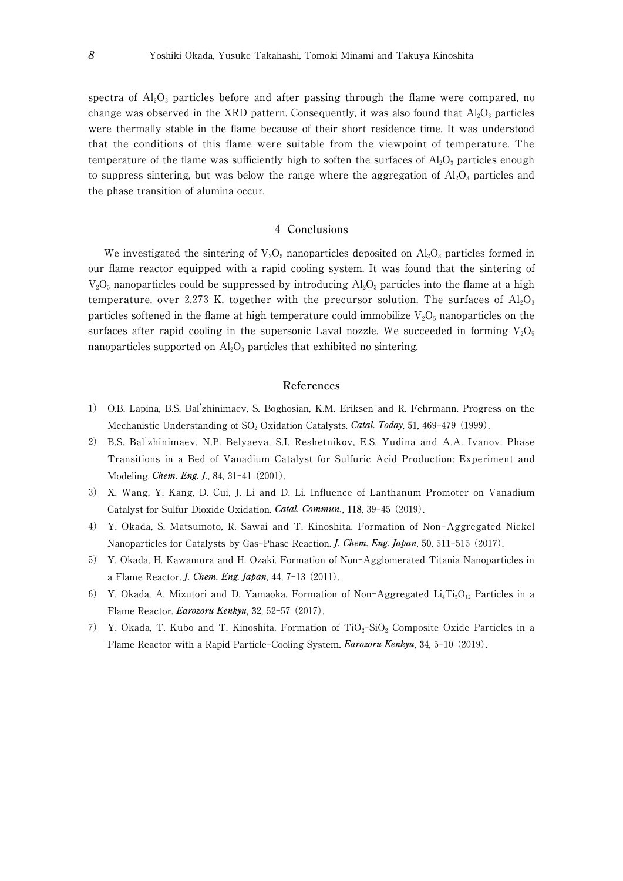spectra of $Al_2O_3$ particles before and after passing through the flame were compared, no change was observed in the XRD pattern. Consequently, it was also found that $Al_2O_3$ particles were thermally stable in the flame because of their short residence time. It was understood that the conditions of this flame were suitable from the viewpoint of temperature. The temperature of the flame was sufficiently high to soften the surfaces of $Al_2O_3$ particles enough to suppress sintering, but was below the range where the aggregation of $Al_2O_3$ particles and the phase transition of alumina occur.

## 4 Conclusions

We investigated the sintering of $V_2O_5$ nanoparticles deposited on $Al_2O_3$ particles formed in our flame reactor equipped with a rapid cooling system. It was found that the sintering of $V_2O_5$ nanoparticles could be suppressed by introducing $Al_2O_3$ particles into the flame at a high temperature, over 2,273 K, together with the precursor solution. The surfaces of $Al_2O_3$ particles softened in the flame at high temperature could immobilize $V_2O_5$ nanoparticles on the surfaces after rapid cooling in the supersonic Laval nozzle. We succeeded in forming $V_2O_5$ nanoparticles supported on $Al_2O_3$ particles that exhibited no sintering.

## References

1) O.B. Lapina, B.S. Bal'zhinimaev, S. Boghosian, K.M. Eriksen and R. Fehrmann. Progress on the Mechanistic Understanding of $SO_2$ Oxidation Catalysts. ***Catal. Today***, **51**, 469–479 (1999).
2) B.S. Bal'zhinimaev, N.P. Belyaeva, S.I. Reshetnikov, E.S. Yudina and A.A. Ivanov. Phase Transitions in a Bed of Vanadium Catalyst for Sulfuric Acid Production: Experiment and Modeling. ***Chem. Eng. J.***, **84**, 31–41 (2001).
3) X. Wang, Y. Kang, D. Cui, J. Li and D. Li. Influence of Lanthanum Promoter on Vanadium Catalyst for Sulfur Dioxide Oxidation. ***Catal. Commun.***, **118**, 39–45 (2019).
4) Y. Okada, S. Matsumoto, R. Sawai and T. Kinoshita. Formation of Non-Aggregated Nickel Nanoparticles for Catalysts by Gas-Phase Reaction. ***J. Chem. Eng. Japan***, **50**, 511–515 (2017).
5) Y. Okada, H. Kawamura and H. Ozaki. Formation of Non-Agglomerated Titania Nanoparticles in a Flame Reactor. ***J. Chem. Eng. Japan***, **44**, 7–13 (2011).
6) Y. Okada, A. Mizutori and D. Yamaoka. Formation of Non-Aggregated $Li_4Ti_5O_{12}$ Particles in a Flame Reactor. ***Earozoru Kenkyu***, **32**, 52–57 (2017).
7) Y. Okada, T. Kubo and T. Kinoshita. Formation of $TiO_2$-$SiO_2$ Composite Oxide Particles in a Flame Reactor with a Rapid Particle-Cooling System. ***Earozoru Kenkyu***, **34**, 5–10 (2019).